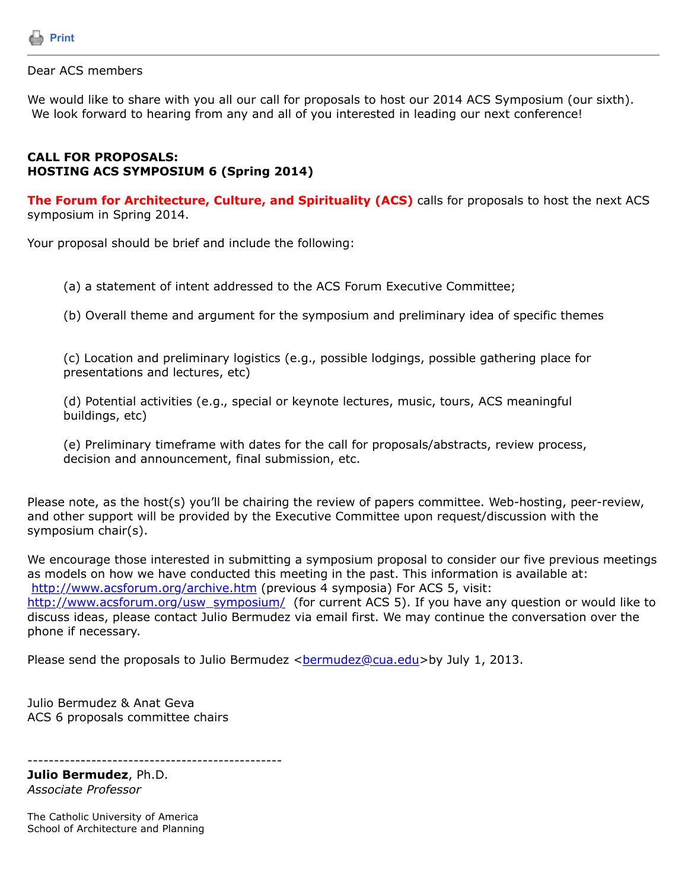Print

---

Dear ACS members

We would like to share with you all our call for proposals to host our 2014 ACS Symposium (our sixth). We look forward to hearing from any and all of you interested in leading our next conference!

**CALL FOR PROPOSALS:**
**HOSTING ACS SYMPOSIUM 6 (Spring 2014)**

**The Forum for Architecture, Culture, and Spirituality (ACS)** calls for proposals to host the next ACS symposium in Spring 2014.

Your proposal should be brief and include the following:

> (a) a statement of intent addressed to the ACS Forum Executive Committee;
>
> (b) Overall theme and argument for the symposium and preliminary idea of specific themes
>
> (c) Location and preliminary logistics (e.g., possible lodgings, possible gathering place for presentations and lectures, etc)
>
> (d) Potential activities (e.g., special or keynote lectures, music, tours, ACS meaningful buildings, etc)
>
> (e) Preliminary timeframe with dates for the call for proposals/abstracts, review process, decision and announcement, final submission, etc.

Please note, as the host(s) you'll be chairing the review of papers committee. Web-hosting, peer-review, and other support will be provided by the Executive Committee upon request/discussion with the symposium chair(s).

We encourage those interested in submitting a symposium proposal to consider our five previous meetings as models on how we have conducted this meeting in the past. This information is available at: http://www.acsforum.org/archive.htm (previous 4 symposia) For ACS 5, visit: http://www.acsforum.org/usw_symposium/ (for current ACS 5). If you have any question or would like to discuss ideas, please contact Julio Bermudez via email first. We may continue the conversation over the phone if necessary.

Please send the proposals to Julio Bermudez <bermudez@cua.edu>by July 1, 2013.

Julio Bermudez & Anat Geva
ACS 6 proposals committee chairs

------------------------------------------------
**Julio Bermudez**, Ph.D.
*Associate Professor*

The Catholic University of America
School of Architecture and Planning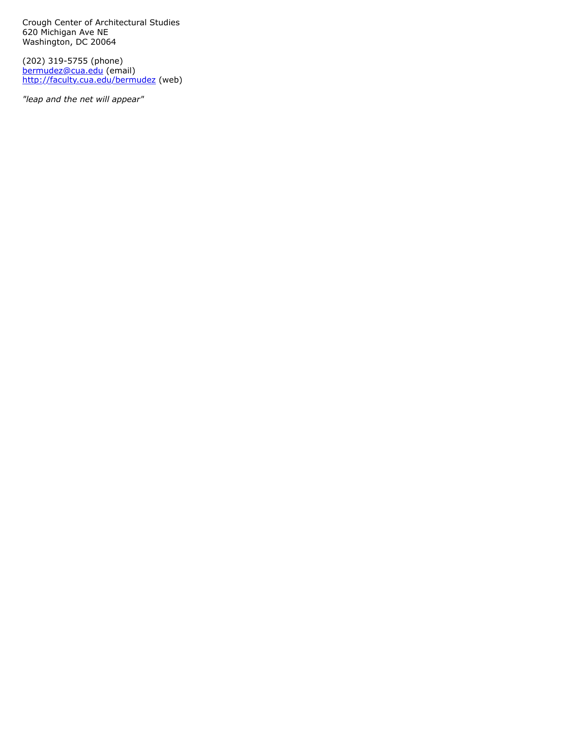Crough Center of Architectural Studies
620 Michigan Ave NE
Washington, DC 20064

(202) 319-5755 (phone)
[bermudez@cua.edu](mailto:bermudez@cua.edu) (email)
[http://faculty.cua.edu/bermudez](http://faculty.cua.edu/bermudez) (web)

*"leap and the net will appear"*